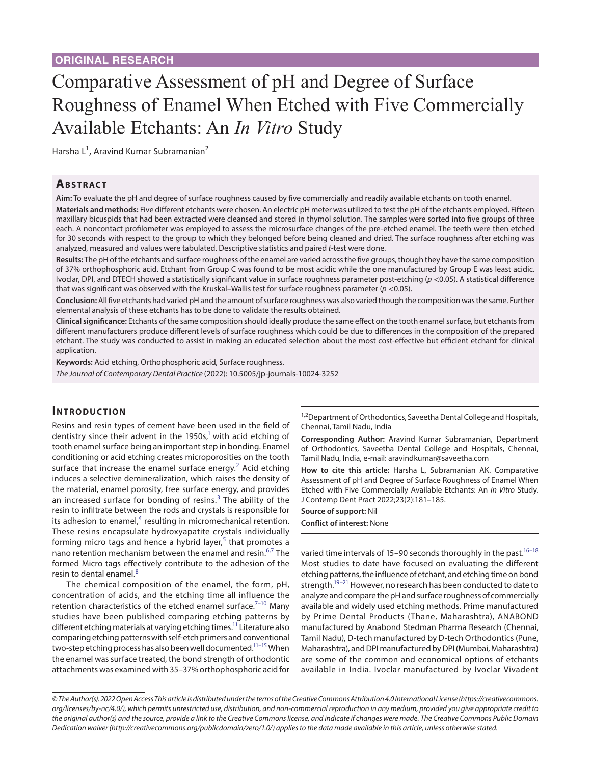ORIGINAL RESEARCH

# Comparative Assessment of pH and Degree of Surface Roughness of Enamel When Etched with Five Commercially Available Etchants: An *In Vitro* Study

Harsha L[1], Aravind Kumar Subramanian[2]

## Abstract

**Aim:** To evaluate the pH and degree of surface roughness caused by five commercially and readily available etchants on tooth enamel.

**Materials and methods:** Five different etchants were chosen. An electric pH meter was utilized to test the pH of the etchants employed. Fifteen maxillary bicuspids that had been extracted were cleansed and stored in thymol solution. The samples were sorted into five groups of three each. A noncontact profilometer was employed to assess the microsurface changes of the pre-etched enamel. The teeth were then etched for 30 seconds with respect to the group to which they belonged before being cleaned and dried. The surface roughness after etching was analyzed, measured and values were tabulated. Descriptive statistics and paired *t*-test were done.

**Results:** The pH of the etchants and surface roughness of the enamel are varied across the five groups, though they have the same composition of 37% orthophosphoric acid. Etchant from Group C was found to be most acidic while the one manufactured by Group E was least acidic. Ivoclar, DPI, and DTECH showed a statistically significant value in surface roughness parameter post-etching ($p < 0.05$). A statistical difference that was significant was observed with the Kruskal–Wallis test for surface roughness parameter ($p < 0.05$).

**Conclusion:** All five etchants had varied pH and the amount of surface roughness was also varied though the composition was the same. Further elemental analysis of these etchants has to be done to validate the results obtained.

**Clinical significance:** Etchants of the same composition should ideally produce the same effect on the tooth enamel surface, but etchants from different manufacturers produce different levels of surface roughness which could be due to differences in the composition of the prepared etchant. The study was conducted to assist in making an educated selection about the most cost-effective but efficient etchant for clinical application.

**Keywords:** Acid etching, Orthophosphoric acid, Surface roughness.

*The Journal of Contemporary Dental Practice* (2022): 10.5005/jp-journals-10024-3252

## Introduction

Resins and resin types of cement have been used in the field of dentistry since their advent in the 1950s,[1] with acid etching of tooth enamel surface being an important step in bonding. Enamel conditioning or acid etching creates microporosities on the tooth surface that increase the enamel surface energy.[2] Acid etching induces a selective demineralization, which raises the density of the material, enamel porosity, free surface energy, and provides an increased surface for bonding of resins.[3] The ability of the resin to infiltrate between the rods and crystals is responsible for its adhesion to enamel,[4] resulting in micromechanical retention. These resins encapsulate hydroxyapatite crystals individually forming micro tags and hence a hybrid layer,[5] that promotes a nano retention mechanism between the enamel and resin.[6,7] The formed Micro tags effectively contribute to the adhesion of the resin to dental enamel.[8]

The chemical composition of the enamel, the form, pH, concentration of acids, and the etching time all influence the retention characteristics of the etched enamel surface.[7–10] Many studies have been published comparing etching patterns by different etching materials at varying etching times.[11] Literature also comparing etching patterns with self-etch primers and conventional two-step etching process has also been well documented.[11–15] When the enamel was surface treated, the bond strength of orthodontic attachments was examined with 35–37% orthophosphoric acid for varied time intervals of 15–90 seconds thoroughly in the past.[16–18] Most studies to date have focused on evaluating the different etching patterns, the influence of etchant, and etching time on bond strength.[19–21] However, no research has been conducted to date to analyze and compare the pH and surface roughness of commercially available and widely used etching methods. Prime manufactured by Prime Dental Products (Thane, Maharashtra), ANABOND manufactured by Anabond Stedman Pharma Research (Chennai, Tamil Nadu), D-tech manufactured by D-tech Orthodontics (Pune, Maharashtra), and DPI manufactured by DPI (Mumbai, Maharashtra) are some of the common and economical options of etchants available in India. Ivoclar manufactured by Ivoclar Vivadent

[1,2]Department of Orthodontics, Saveetha Dental College and Hospitals, Chennai, Tamil Nadu, India

**Corresponding Author:** Aravind Kumar Subramanian, Department of Orthodontics, Saveetha Dental College and Hospitals, Chennai, Tamil Nadu, India, e-mail: aravindkumar@saveetha.com

**How to cite this article:** Harsha L, Subramanian AK. Comparative Assessment of pH and Degree of Surface Roughness of Enamel When Etched with Five Commercially Available Etchants: An *In Vitro* Study. J Contemp Dent Pract 2022;23(2):181–185.

**Source of support:** Nil

**Conflict of interest:** None

*© The Author(s). 2022 Open Access This article is distributed under the terms of the Creative Commons Attribution 4.0 International License (https://creativecommons.org/licenses/by-nc/4.0/), which permits unrestricted use, distribution, and non-commercial reproduction in any medium, provided you give appropriate credit to the original author(s) and the source, provide a link to the Creative Commons license, and indicate if changes were made. The Creative Commons Public Domain Dedication waiver (http://creativecommons.org/publicdomain/zero/1.0/) applies to the data made available in this article, unless otherwise stated.*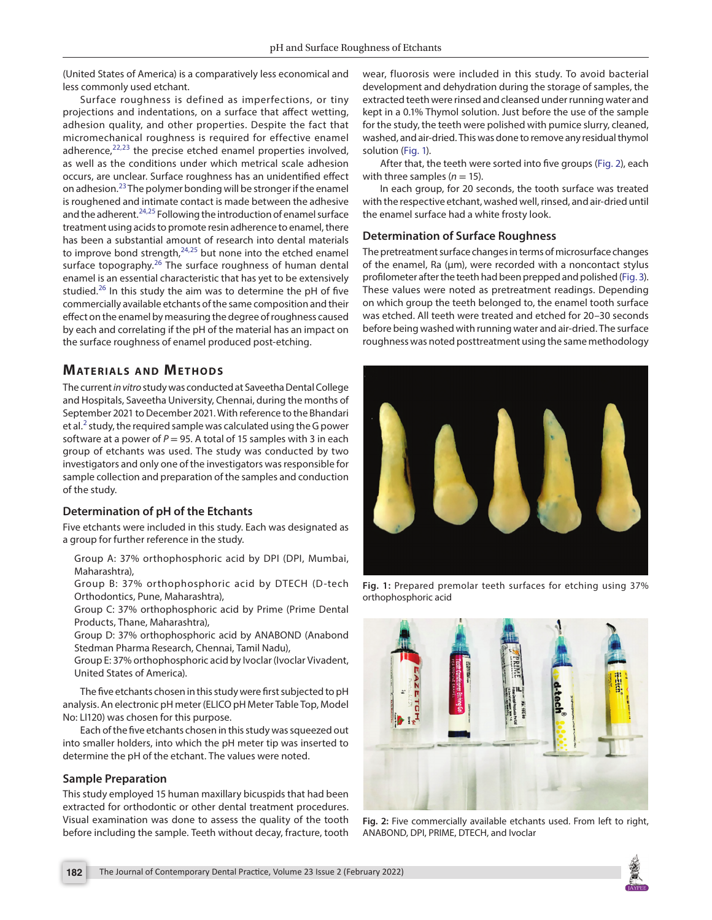(United States of America) is a comparatively less economical and less commonly used etchant.

Surface roughness is defined as imperfections, or tiny projections and indentations, on a surface that affect wetting, adhesion quality, and other properties. Despite the fact that micromechanical roughness is required for effective enamel adherence,[22,23] the precise etched enamel properties involved, as well as the conditions under which metrical scale adhesion occurs, are unclear. Surface roughness has an unidentified effect on adhesion.[23] The polymer bonding will be stronger if the enamel is roughened and intimate contact is made between the adhesive and the adherent.[24,25] Following the introduction of enamel surface treatment using acids to promote resin adherence to enamel, there has been a substantial amount of research into dental materials to improve bond strength,[24,25] but none into the etched enamel surface topography.[26] The surface roughness of human dental enamel is an essential characteristic that has yet to be extensively studied.[26] In this study the aim was to determine the pH of five commercially available etchants of the same composition and their effect on the enamel by measuring the degree of roughness caused by each and correlating if the pH of the material has an impact on the surface roughness of enamel produced post-etching.

## Materials and Methods

The current *in vitro* study was conducted at Saveetha Dental College and Hospitals, Saveetha University, Chennai, during the months of September 2021 to December 2021. With reference to the Bhandari et al.[2] study, the required sample was calculated using the G power software at a power of $P = 95$. A total of 15 samples with 3 in each group of etchants was used. The study was conducted by two investigators and only one of the investigators was responsible for sample collection and preparation of the samples and conduction of the study.

### Determination of pH of the Etchants

Five etchants were included in this study. Each was designated as a group for further reference in the study.

Group A: 37% orthophosphoric acid by DPI (DPI, Mumbai, Maharashtra),
Group B: 37% orthophosphoric acid by DTECH (D-tech Orthodontics, Pune, Maharashtra),
Group C: 37% orthophosphoric acid by Prime (Prime Dental Products, Thane, Maharashtra),
Group D: 37% orthophosphoric acid by ANABOND (Anabond Stedman Pharma Research, Chennai, Tamil Nadu),
Group E: 37% orthophosphoric acid by Ivoclar (Ivoclar Vivadent, United States of America).

The five etchants chosen in this study were first subjected to pH analysis. An electronic pH meter (ELICO pH Meter Table Top, Model No: LI120) was chosen for this purpose.

Each of the five etchants chosen in this study was squeezed out into smaller holders, into which the pH meter tip was inserted to determine the pH of the etchant. The values were noted.

### Sample Preparation

This study employed 15 human maxillary bicuspids that had been extracted for orthodontic or other dental treatment procedures. Visual examination was done to assess the quality of the tooth before including the sample. Teeth without decay, fracture, tooth wear, fluorosis were included in this study. To avoid bacterial development and dehydration during the storage of samples, the extracted teeth were rinsed and cleansed under running water and kept in a 0.1% Thymol solution. Just before the use of the sample for the study, the teeth were polished with pumice slurry, cleaned, washed, and air-dried. This was done to remove any residual thymol solution (Fig. 1).

After that, the teeth were sorted into five groups (Fig. 2), each with three samples ($n = 15$).

In each group, for 20 seconds, the tooth surface was treated with the respective etchant, washed well, rinsed, and air-dried until the enamel surface had a white frosty look.

### Determination of Surface Roughness

The pretreatment surface changes in terms of microsurface changes of the enamel, Ra (μm), were recorded with a noncontact stylus profilometer after the teeth had been prepped and polished (Fig. 3). These values were noted as pretreatment readings. Depending on which group the teeth belonged to, the enamel tooth surface was etched. All teeth were treated and etched for 20–30 seconds before being washed with running water and air-dried. The surface roughness was noted posttreatment using the same methodology

**Fig. 1:** Prepared premolar teeth surfaces for etching using 37% orthophosphoric acid

**Fig. 2:** Five commercially available etchants used. From left to right, ANABOND, DPI, PRIME, DTECH, and Ivoclar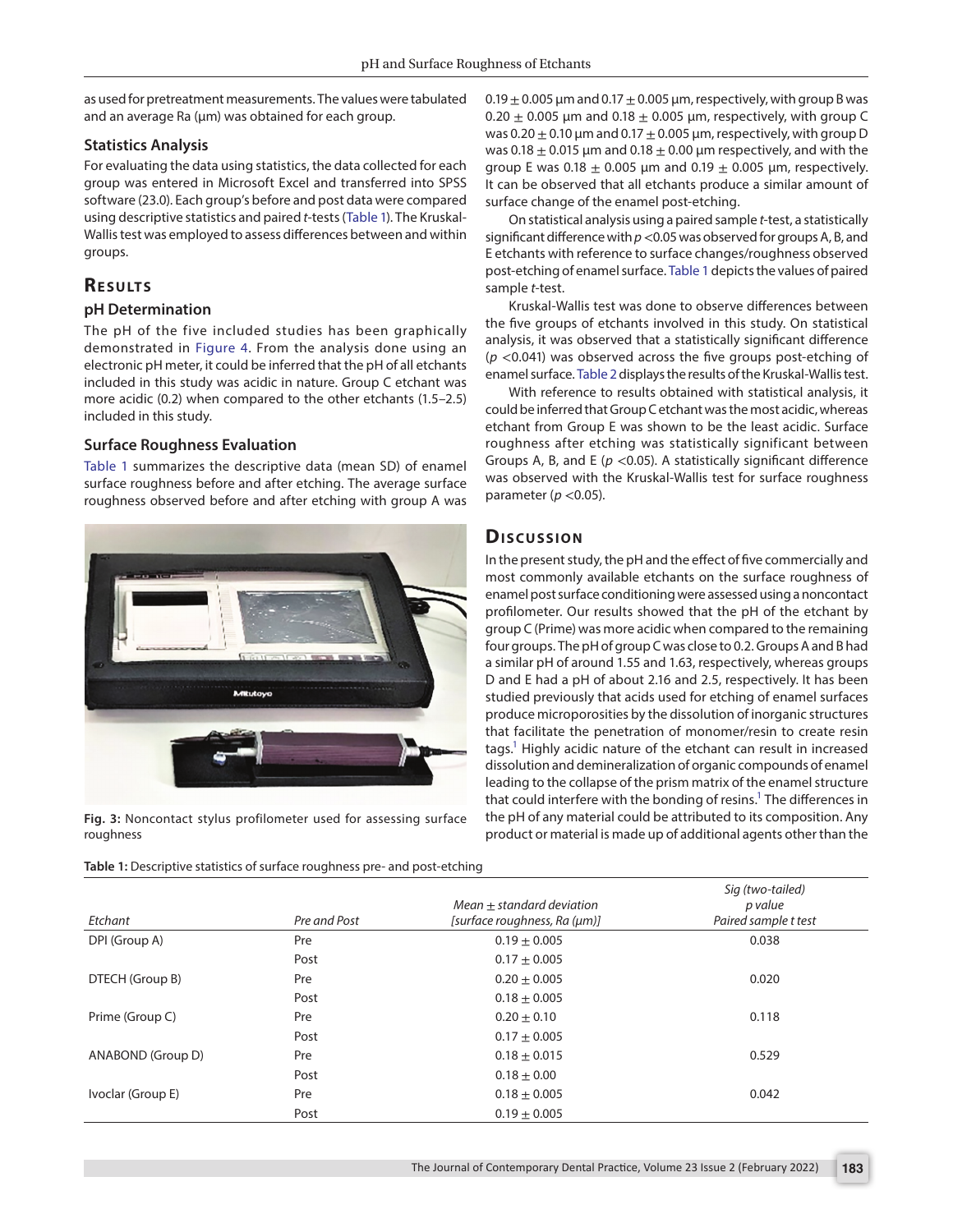as used for pretreatment measurements. The values were tabulated and an average Ra (µm) was obtained for each group.

### Statistics Analysis

For evaluating the data using statistics, the data collected for each group was entered in Microsoft Excel and transferred into SPSS software (23.0). Each group's before and post data were compared using descriptive statistics and paired *t*-tests (Table 1). The Kruskal-Wallis test was employed to assess differences between and within groups.

## Results

### pH Determination

The pH of the five included studies has been graphically demonstrated in Figure 4. From the analysis done using an electronic pH meter, it could be inferred that the pH of all etchants included in this study was acidic in nature. Group C etchant was more acidic (0.2) when compared to the other etchants (1.5–2.5) included in this study.

### Surface Roughness Evaluation

Table 1 summarizes the descriptive data (mean SD) of enamel surface roughness before and after etching. The average surface roughness observed before and after etching with group A was $0.19 \pm 0.005$ µm and $0.17 \pm 0.005$ µm, respectively, with group B was $0.20 \pm 0.005$ µm and $0.18 \pm 0.005$ µm, respectively, with group C was $0.20 \pm 0.10$ µm and $0.17 \pm 0.005$ µm, respectively, with group D was $0.18 \pm 0.015$ µm and $0.18 \pm 0.00$ µm respectively, and with the group E was $0.18 \pm 0.005$ µm and $0.19 \pm 0.005$ µm, respectively. It can be observed that all etchants produce a similar amount of surface change of the enamel post-etching.

On statistical analysis using a paired sample *t*-test, a statistically significant difference with $p < 0.05$ was observed for groups A, B, and E etchants with reference to surface changes/roughness observed post-etching of enamel surface. Table 1 depicts the values of paired sample *t*-test.

Kruskal-Wallis test was done to observe differences between the five groups of etchants involved in this study. On statistical analysis, it was observed that a statistically significant difference ($p < 0.041$) was observed across the five groups post-etching of enamel surface. Table 2 displays the results of the Kruskal-Wallis test.

With reference to results obtained with statistical analysis, it could be inferred that Group C etchant was the most acidic, whereas etchant from Group E was shown to be the least acidic. Surface roughness after etching was statistically significant between Groups A, B, and E ($p < 0.05$). A statistically significant difference was observed with the Kruskal-Wallis test for surface roughness parameter ($p < 0.05$).

**Fig. 3:** Noncontact stylus profilometer used for assessing surface roughness

## Discussion

In the present study, the pH and the effect of five commercially and most commonly available etchants on the surface roughness of enamel post surface conditioning were assessed using a noncontact profilometer. Our results showed that the pH of the etchant by group C (Prime) was more acidic when compared to the remaining four groups. The pH of group C was close to 0.2. Groups A and B had a similar pH of around 1.55 and 1.63, respectively, whereas groups D and E had a pH of about 2.16 and 2.5, respectively. It has been studied previously that acids used for etching of enamel surfaces produce microporosities by the dissolution of inorganic structures that facilitate the penetration of monomer/resin to create resin tags.[1] Highly acidic nature of the etchant can result in increased dissolution and demineralization of organic compounds of enamel leading to the collapse of the prism matrix of the enamel structure that could interfere with the bonding of resins.[1] The differences in the pH of any material could be attributed to its composition. Any product or material is made up of additional agents other than the

**Table 1:** Descriptive statistics of surface roughness pre- and post-etching

| *Etchant* | *Pre and Post* | *Mean ± standard deviation [surface roughness, Ra (µm)]* | *Sig (two-tailed) p value Paired sample t test* |
|---|---|---|---|
| DPI (Group A) | Pre | $0.19 \pm 0.005$ | 0.038 |
| | Post | $0.17 \pm 0.005$ | |
| DTECH (Group B) | Pre | $0.20 \pm 0.005$ | 0.020 |
| | Post | $0.18 \pm 0.005$ | |
| Prime (Group C) | Pre | $0.20 \pm 0.10$ | 0.118 |
| | Post | $0.17 \pm 0.005$ | |
| ANABOND (Group D) | Pre | $0.18 \pm 0.015$ | 0.529 |
| | Post | $0.18 \pm 0.00$ | |
| Ivoclar (Group E) | Pre | $0.18 \pm 0.005$ | 0.042 |
| | Post | $0.19 \pm 0.005$ | |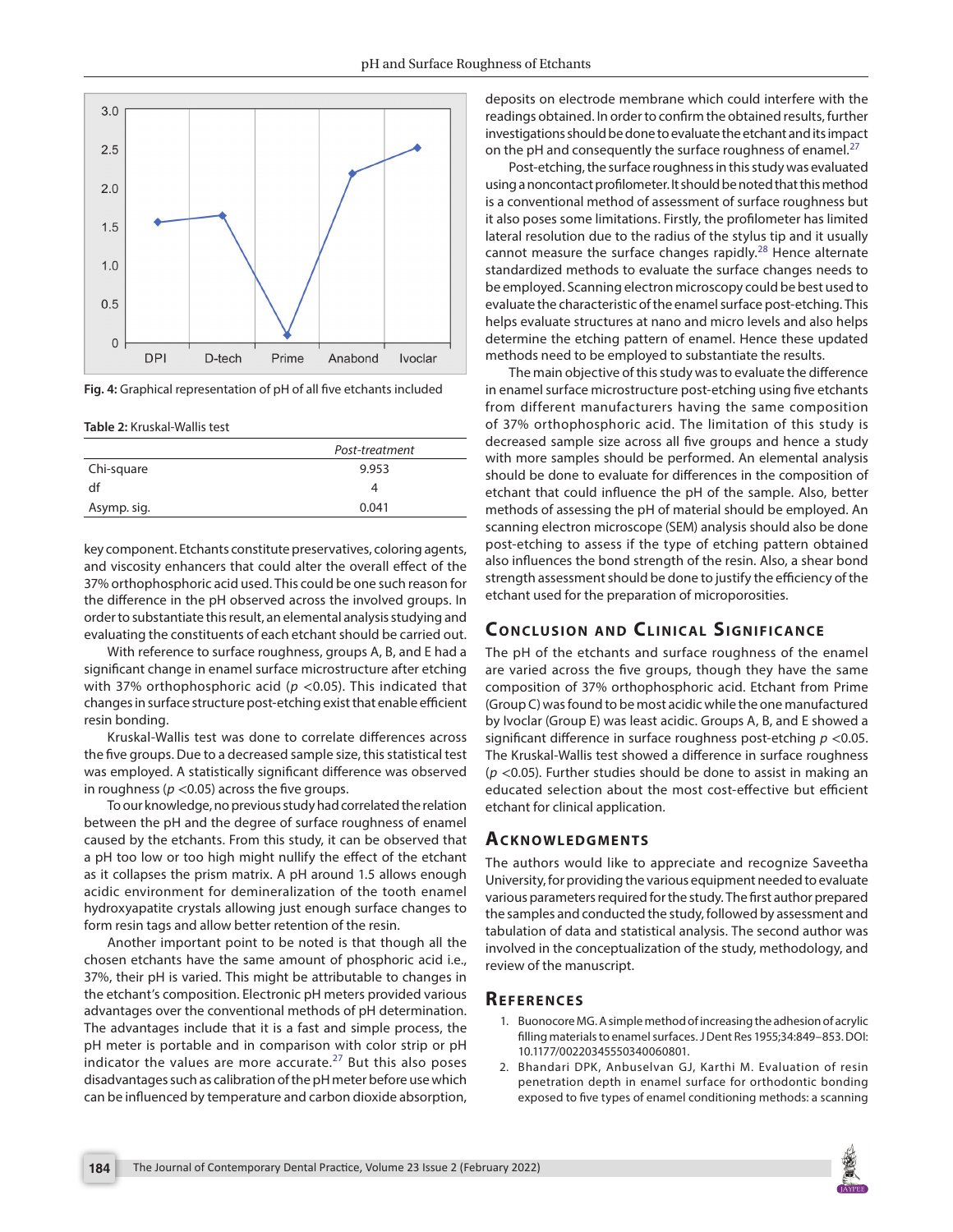Fig. 4: Graphical representation of pH of all five etchants included

Table 2: Kruskal-Wallis test

| | *Post-treatment* |
|---|---|
| Chi-square | 9.953 |
| df | 4 |
| Asymp. sig. | 0.041 |

key component. Etchants constitute preservatives, coloring agents, and viscosity enhancers that could alter the overall effect of the 37% orthophosphoric acid used. This could be one such reason for the difference in the pH observed across the involved groups. In order to substantiate this result, an elemental analysis studying and evaluating the constituents of each etchant should be carried out.

With reference to surface roughness, groups A, B, and E had a significant change in enamel surface microstructure after etching with 37% orthophosphoric acid ($p < 0.05$). This indicated that changes in surface structure post-etching exist that enable efficient resin bonding.

Kruskal-Wallis test was done to correlate differences across the five groups. Due to a decreased sample size, this statistical test was employed. A statistically significant difference was observed in roughness ($p < 0.05$) across the five groups.

To our knowledge, no previous study had correlated the relation between the pH and the degree of surface roughness of enamel caused by the etchants. From this study, it can be observed that a pH too low or too high might nullify the effect of the etchant as it collapses the prism matrix. A pH around 1.5 allows enough acidic environment for demineralization of the tooth enamel hydroxyapatite crystals allowing just enough surface changes to form resin tags and allow better retention of the resin.

Another important point to be noted is that though all the chosen etchants have the same amount of phosphoric acid i.e., 37%, their pH is varied. This might be attributable to changes in the etchant's composition. Electronic pH meters provided various advantages over the conventional methods of pH determination. The advantages include that it is a fast and simple process, the pH meter is portable and in comparison with color strip or pH indicator the values are more accurate.[27] But this also poses disadvantages such as calibration of the pH meter before use which can be influenced by temperature and carbon dioxide absorption, deposits on electrode membrane which could interfere with the readings obtained. In order to confirm the obtained results, further investigations should be done to evaluate the etchant and its impact on the pH and consequently the surface roughness of enamel.[27]

Post-etching, the surface roughness in this study was evaluated using a noncontact profilometer. It should be noted that this method is a conventional method of assessment of surface roughness but it also poses some limitations. Firstly, the profilometer has limited lateral resolution due to the radius of the stylus tip and it usually cannot measure the surface changes rapidly.[28] Hence alternate standardized methods to evaluate the surface changes needs to be employed. Scanning electron microscopy could be best used to evaluate the characteristic of the enamel surface post-etching. This helps evaluate structures at nano and micro levels and also helps determine the etching pattern of enamel. Hence these updated methods need to be employed to substantiate the results.

The main objective of this study was to evaluate the difference in enamel surface microstructure post-etching using five etchants from different manufacturers having the same composition of 37% orthophosphoric acid. The limitation of this study is decreased sample size across all five groups and hence a study with more samples should be performed. An elemental analysis should be done to evaluate for differences in the composition of etchant that could influence the pH of the sample. Also, better methods of assessing the pH of material should be employed. An scanning electron microscope (SEM) analysis should also be done post-etching to assess if the type of etching pattern obtained also influences the bond strength of the resin. Also, a shear bond strength assessment should be done to justify the efficiency of the etchant used for the preparation of microporosities.

## Conclusion and Clinical Significance

The pH of the etchants and surface roughness of the enamel are varied across the five groups, though they have the same composition of 37% orthophosphoric acid. Etchant from Prime (Group C) was found to be most acidic while the one manufactured by Ivoclar (Group E) was least acidic. Groups A, B, and E showed a significant difference in surface roughness post-etching $p < 0.05$. The Kruskal-Wallis test showed a difference in surface roughness ($p < 0.05$). Further studies should be done to assist in making an educated selection about the most cost-effective but efficient etchant for clinical application.

## Acknowledgments

The authors would like to appreciate and recognize Saveetha University, for providing the various equipment needed to evaluate various parameters required for the study. The first author prepared the samples and conducted the study, followed by assessment and tabulation of data and statistical analysis. The second author was involved in the conceptualization of the study, methodology, and review of the manuscript.

## References

1. Buonocore MG. A simple method of increasing the adhesion of acrylic filling materials to enamel surfaces. J Dent Res 1955;34:849–853. DOI: 10.1177/00220345550340060801.
2. Bhandari DPK, Anbuselvan GJ, Karthi M. Evaluation of resin penetration depth in enamel surface for orthodontic bonding exposed to five types of enamel conditioning methods: a scanning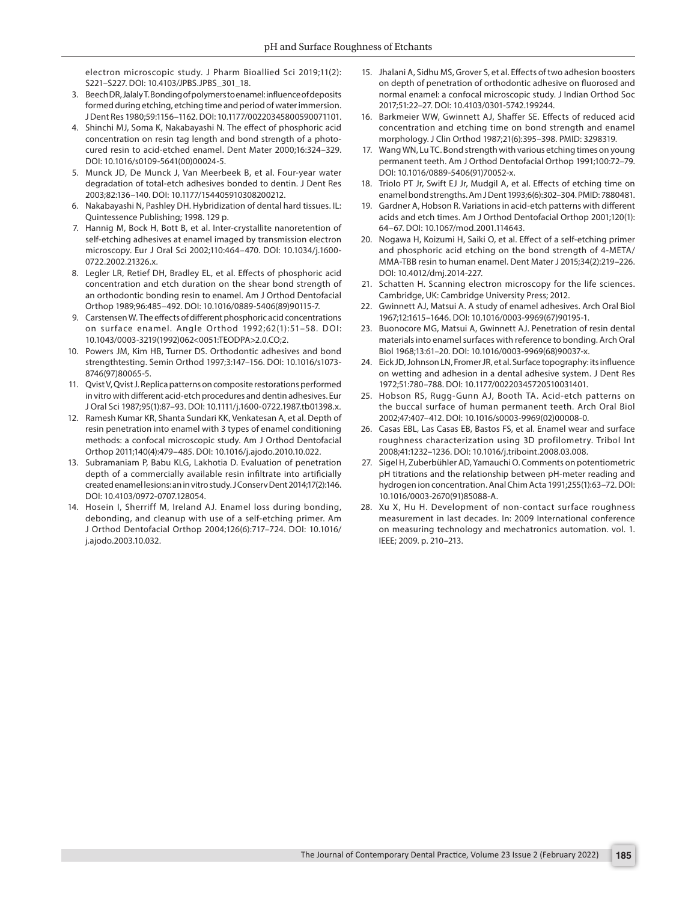electron microscopic study. J Pharm Bioallied Sci 2019;11(2): S221–S227. DOI: 10.4103/JPBS.JPBS_301_18.

3. Beech DR, Jalaly T. Bonding of polymers to enamel: influence of deposits formed during etching, etching time and period of water immersion. J Dent Res 1980;59:1156–1162. DOI: 10.1177/00220345800590071101.
4. Shinchi MJ, Soma K, Nakabayashi N. The effect of phosphoric acid concentration on resin tag length and bond strength of a photo-cured resin to acid-etched enamel. Dent Mater 2000;16:324–329. DOI: 10.1016/s0109-5641(00)00024-5.
5. Munck JD, De Munck J, Van Meerbeek B, et al. Four-year water degradation of total-etch adhesives bonded to dentin. J Dent Res 2003;82:136–140. DOI: 10.1177/154405910308200212.
6. Nakabayashi N, Pashley DH. Hybridization of dental hard tissues. IL: Quintessence Publishing; 1998. 129 p.
7. Hannig M, Bock H, Bott B, et al. Inter-crystallite nanoretention of self-etching adhesives at enamel imaged by transmission electron microscopy. Eur J Oral Sci 2002;110:464–470. DOI: 10.1034/j.1600-0722.2002.21326.x.
8. Legler LR, Retief DH, Bradley EL, et al. Effects of phosphoric acid concentration and etch duration on the shear bond strength of an orthodontic bonding resin to enamel. Am J Orthod Dentofacial Orthop 1989;96:485–492. DOI: 10.1016/0889-5406(89)90115-7.
9. Carstensen W. The effects of different phosphoric acid concentrations on surface enamel. Angle Orthod 1992;62(1):51–58. DOI: 10.1043/0003-3219(1992)062<0051:TEODPA>2.0.CO;2.
10. Powers JM, Kim HB, Turner DS. Orthodontic adhesives and bond strengthtesting. Semin Orthod 1997;3:147–156. DOI: 10.1016/s1073-8746(97)80065-5.
11. Qvist V, Qvist J. Replica patterns on composite restorations performed in vitro with different acid-etch procedures and dentin adhesives. Eur J Oral Sci 1987;95(1):87–93. DOI: 10.1111/j.1600-0722.1987.tb01398.x.
12. Ramesh Kumar KR, Shanta Sundari KK, Venkatesan A, et al. Depth of resin penetration into enamel with 3 types of enamel conditioning methods: a confocal microscopic study. Am J Orthod Dentofacial Orthop 2011;140(4):479–485. DOI: 10.1016/j.ajodo.2010.10.022.
13. Subramaniam P, Babu KLG, Lakhotia D. Evaluation of penetration depth of a commercially available resin infiltrate into artificially created enamel lesions: an in vitro study. J Conserv Dent 2014;17(2):146. DOI: 10.4103/0972-0707.128054.
14. Hosein I, Sherriff M, Ireland AJ. Enamel loss during bonding, debonding, and cleanup with use of a self-etching primer. Am J Orthod Dentofacial Orthop 2004;126(6):717–724. DOI: 10.1016/j.ajodo.2003.10.032.
15. Jhalani A, Sidhu MS, Grover S, et al. Effects of two adhesion boosters on depth of penetration of orthodontic adhesive on fluorosed and normal enamel: a confocal microscopic study. J Indian Orthod Soc 2017;51:22–27. DOI: 10.4103/0301-5742.199244.
16. Barkmeier WW, Gwinnett AJ, Shaffer SE. Effects of reduced acid concentration and etching time on bond strength and enamel morphology. J Clin Orthod 1987;21(6):395–398. PMID: 3298319.
17. Wang WN, Lu TC. Bond strength with various etching times on young permanent teeth. Am J Orthod Dentofacial Orthop 1991;100:72–79. DOI: 10.1016/0889-5406(91)70052-x.
18. Triolo PT Jr, Swift EJ Jr, Mudgil A, et al. Effects of etching time on enamel bond strengths. Am J Dent 1993;6(6):302–304. PMID: 7880481.
19. Gardner A, Hobson R. Variations in acid-etch patterns with different acids and etch times. Am J Orthod Dentofacial Orthop 2001;120(1): 64–67. DOI: 10.1067/mod.2001.114643.
20. Nogawa H, Koizumi H, Saiki O, et al. Effect of a self-etching primer and phosphoric acid etching on the bond strength of 4-META/MMA-TBB resin to human enamel. Dent Mater J 2015;34(2):219–226. DOI: 10.4012/dmj.2014-227.
21. Schatten H. Scanning electron microscopy for the life sciences. Cambridge, UK: Cambridge University Press; 2012.
22. Gwinnett AJ, Matsui A. A study of enamel adhesives. Arch Oral Biol 1967;12:1615–1646. DOI: 10.1016/0003-9969(67)90195-1.
23. Buonocore MG, Matsui A, Gwinnett AJ. Penetration of resin dental materials into enamel surfaces with reference to bonding. Arch Oral Biol 1968;13:61–20. DOI: 10.1016/0003-9969(68)90037-x.
24. Eick JD, Johnson LN, Fromer JR, et al. Surface topography: its influence on wetting and adhesion in a dental adhesive system. J Dent Res 1972;51:780–788. DOI: 10.1177/00220345720510031401.
25. Hobson RS, Rugg-Gunn AJ, Booth TA. Acid-etch patterns on the buccal surface of human permanent teeth. Arch Oral Biol 2002;47:407–412. DOI: 10.1016/s0003-9969(02)00008-0.
26. Casas EBL, Las Casas EB, Bastos FS, et al. Enamel wear and surface roughness characterization using 3D profilometry. Tribol Int 2008;41:1232–1236. DOI: 10.1016/j.triboint.2008.03.008.
27. Sigel H, Zuberbühler AD, Yamauchi O. Comments on potentiometric pH titrations and the relationship between pH-meter reading and hydrogen ion concentration. Anal Chim Acta 1991;255(1):63–72. DOI: 10.1016/0003-2670(91)85088-A.
28. Xu X, Hu H. Development of non-contact surface roughness measurement in last decades. In: 2009 International conference on measuring technology and mechatronics automation. vol. 1. IEEE; 2009. p. 210–213.